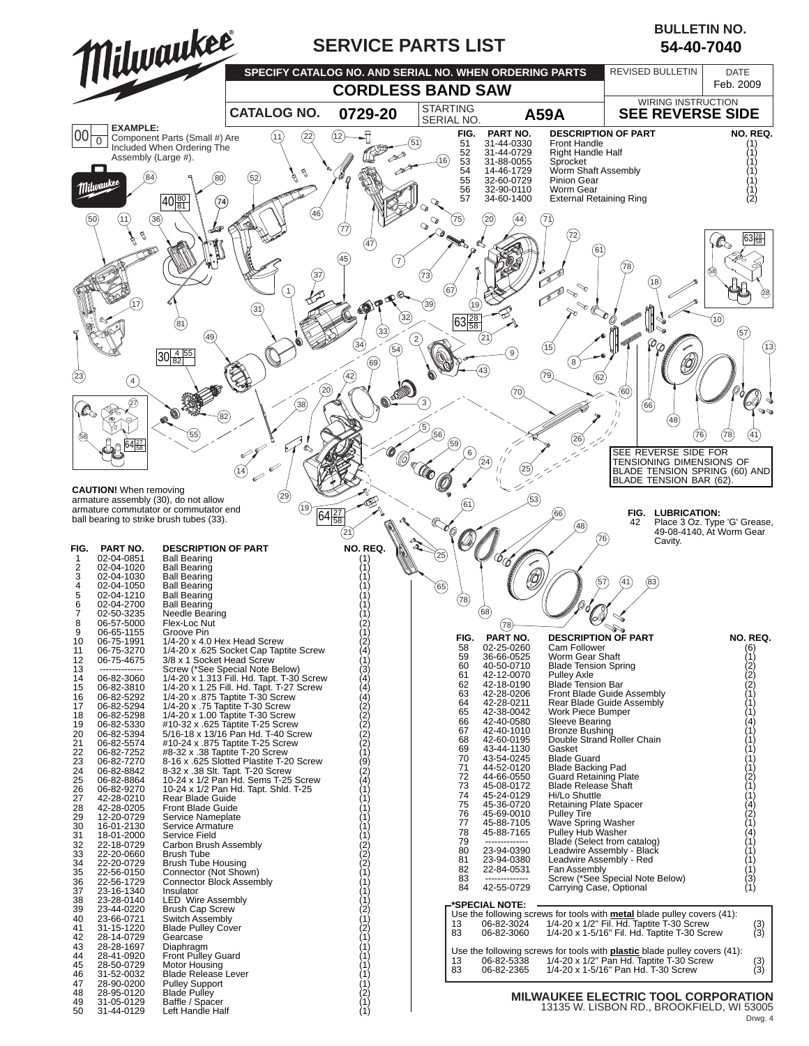# Milwaukee

## SERVICE PARTS LIST

**BULLETIN NO. 54-40-7040**

**SPECIFY CATALOG NO. AND SERIAL NO. WHEN ORDERING PARTS**

**CORDLESS BAND SAW**

| CATALOG NO. | 0729-20 | STARTING SERIAL NO. | A59A |
|---|---|---|---|

REVISED BULLETIN — DATE Feb. 2009

WIRING INSTRUCTION **SEE REVERSE SIDE**

**EXAMPLE:** Component Parts (Small #) Are Included When Ordering The Assembly (Large #).

**CAUTION!** When removing armature assembly (30), do not allow armature commutator or commutator end ball bearing to strike brush tubes (33).

SEE REVERSE SIDE FOR TENSIONING DIMENSIONS OF BLADE TENSION SPRING (60) AND BLADE TENSION BAR (62).

**FIG. 42 LUBRICATION:** Place 3 Oz. Type 'G' Grease, 49-08-4140, At Worm Gear Cavity.

| FIG. | PART NO. | DESCRIPTION OF PART | NO. REQ. |
|---|---|---|---|
| 1 | 02-04-0851 | Ball Bearing | (1) |
| 2 | 02-04-1020 | Ball Bearing | (1) |
| 3 | 02-04-1030 | Ball Bearing | (1) |
| 4 | 02-04-1050 | Ball Bearing | (1) |
| 5 | 02-04-1210 | Ball Bearing | (1) |
| 6 | 02-04-2700 | Ball Bearing | (1) |
| 7 | 02-50-3235 | Needle Bearing | (1) |
| 8 | 06-57-5000 | Flex-Loc Nut | (2) |
| 9 | 06-65-1155 | Groove Pin | (1) |
| 10 | 06-75-1991 | 1/4-20 x 4.0 Hex Head Screw | (2) |
| 11 | 06-75-3270 | 1/4-20 x .625 Socket Cap Taptite Screw | (4) |
| 12 | 06-75-4675 | 3/8 x 1 Socket Head Screw | (1) |
| 13 | -------------- | Screw (*See Special Note Below) | (3) |
| 14 | 06-82-3060 | 1/4-20 x 1.313 Fill. Hd. Tapt. T-30 Screw | (4) |
| 15 | 06-82-3810 | 1/4-20 x 1.25 Fill. Hd. Tapt. T-27 Screw | (4) |
| 16 | 06-82-5292 | 1/4-20 x .875 Taptite T-30 Screw | (4) |
| 17 | 06-82-5294 | 1/4-20 x .75 Taptite T-30 Screw | (2) |
| 18 | 06-82-5298 | 1/4-20 x 1.00 Taptite T-30 Screw | (2) |
| 19 | 06-82-5330 | #10-32 x .625 Taptite T-25 Screw | (2) |
| 20 | 06-82-5394 | 5/16-18 x 13/16 Pan Hd. T-40 Screw | (2) |
| 21 | 06-82-5574 | #10-24 x .875 Taptite T-25 Screw | (2) |
| 22 | 06-82-7252 | #8-32 x .38 Taptite T-20 Screw | (1) |
| 23 | 06-82-7270 | 8-16 x .625 Slotted Plastite T-20 Screw | (9) |
| 24 | 06-82-8842 | 8-32 x .38 Slt. Tapt. T-20 Screw | (2) |
| 25 | 06-82-8864 | 10-24 x 1/2 Pan Hd. Sems T-25 Screw | (4) |
| 26 | 06-82-9270 | 10-24 x 1/2 Pan Hd. Tapt. Shld. T-25 | (1) |
| 27 | 42-28-0210 | Rear Blade Guide | (1) |
| 28 | 42-28-0205 | Front Blade Guide | (1) |
| 29 | 12-20-0729 | Service Nameplate | (1) |
| 30 | 16-01-2130 | Service Armature | (1) |
| 31 | 18-01-2000 | Service Field | (1) |
| 32 | 22-18-0729 | Carbon Brush Assembly | (2) |
| 33 | 22-20-0660 | Brush Tube | (2) |
| 34 | 22-20-0729 | Brush Tube Housing | (2) |
| 35 | 22-56-0150 | Connector (Not Shown) | (1) |
| 36 | 22-56-1729 | Connector Block Assembly | (1) |
| 37 | 23-16-1340 | Insulator | (1) |
| 38 | 23-28-0140 | LED Wire Assembly | (1) |
| 39 | 23-44-0220 | Brush Cap Screw | (2) |
| 40 | 23-66-0721 | Switch Assembly | (1) |
| 41 | 31-15-1220 | Blade Pulley Cover | (2) |
| 42 | 28-14-0729 | Gearcase | (1) |
| 43 | 28-28-1697 | Diaphragm | (1) |
| 44 | 28-41-0920 | Front Pulley Guard | (1) |
| 45 | 28-50-0729 | Motor Housing | (1) |
| 46 | 31-52-0032 | Blade Release Lever | (1) |
| 47 | 28-90-0200 | Pulley Support | (1) |
| 48 | 28-95-0120 | Blade Pulley | (2) |
| 49 | 31-05-0129 | Baffle / Spacer | (1) |
| 50 | 31-44-0129 | Left Handle Half | (1) |
| 51 | 31-44-0330 | Front Handle | (1) |
| 52 | 31-44-0729 | Right Handle Half | (1) |
| 53 | 31-88-0055 | Sprocket | (1) |
| 54 | 14-46-1729 | Worm Shaft Assembly | (1) |
| 55 | 32-60-0729 | Pinion Gear | (1) |
| 56 | 32-90-0110 | Worm Gear | (1) |
| 57 | 34-60-1400 | External Retaining Ring | (2) |
| 58 | 02-25-0260 | Cam Follower | (6) |
| 59 | 36-66-0525 | Worm Gear Shaft | (1) |
| 60 | 40-50-0710 | Blade Tension Spring | (2) |
| 61 | 42-12-0070 | Pulley Axle | (2) |
| 62 | 42-18-0190 | Blade Tension Bar | (2) |
| 63 | 42-28-0206 | Front Blade Guide Assembly | (1) |
| 64 | 42-28-0211 | Rear Blade Guide Assembly | (1) |
| 65 | 42-38-0042 | Work Piece Bumper | (1) |
| 66 | 42-40-0580 | Sleeve Bearing | (4) |
| 67 | 42-40-1010 | Bronze Bushing | (1) |
| 68 | 42-60-0195 | Double Strand Roller Chain | (1) |
| 69 | 43-44-1130 | Gasket | (1) |
| 70 | 43-54-0245 | Blade Guard | (1) |
| 71 | 44-52-0120 | Blade Backing Pad | (1) |
| 72 | 44-66-0550 | Guard Retaining Plate | (2) |
| 73 | 45-08-0172 | Blade Release Shaft | (1) |
| 74 | 45-24-0129 | Hi/Lo Shuttle | (1) |
| 75 | 45-36-0720 | Retaining Plate Spacer | (4) |
| 76 | 45-69-0010 | Pulley Tire | (2) |
| 77 | 45-88-7105 | Wave Spring Washer | (1) |
| 78 | 45-88-7165 | Pulley Hub Washer | (4) |
| 79 | -------------- | Blade (Select from catalog) | (1) |
| 80 | 23-94-0390 | Leadwire Assembly - Black | (1) |
| 81 | 23-94-0380 | Leadwire Assembly - Red | (1) |
| 82 | 22-84-0531 | Fan Assembly | (1) |
| 83 | -------------- | Screw (*See Special Note Below) | (3) |
| 84 | 42-55-0729 | Carrying Case, Optional | (1) |

**\*SPECIAL NOTE:**

Use the following screws for tools with **metal** blade pulley covers (41):

| FIG. | PART NO. | DESCRIPTION | NO. REQ. |
|---|---|---|---|
| 13 | 06-82-3024 | 1/4-20 x 1/2" Fil. Hd. Taptite T-30 Screw | (3) |
| 83 | 06-82-3060 | 1/4-20 x 1-5/16" Fil. Hd. Taptite T-30 Screw | (3) |

Use the following screws for tools with **plastic** blade pulley covers (41):

| FIG. | PART NO. | DESCRIPTION | NO. REQ. |
|---|---|---|---|
| 13 | 06-82-5338 | 1/4-20 x 1/2" Pan Hd. Taptite T-30 Screw | (3) |
| 83 | 06-82-2365 | 1/4-20 x 1-5/16" Pan Hd. T-30 Screw | (3) |

**MILWAUKEE ELECTRIC TOOL CORPORATION**
13135 W. LISBON RD., BROOKFIELD, WI 53005

Drwg. 4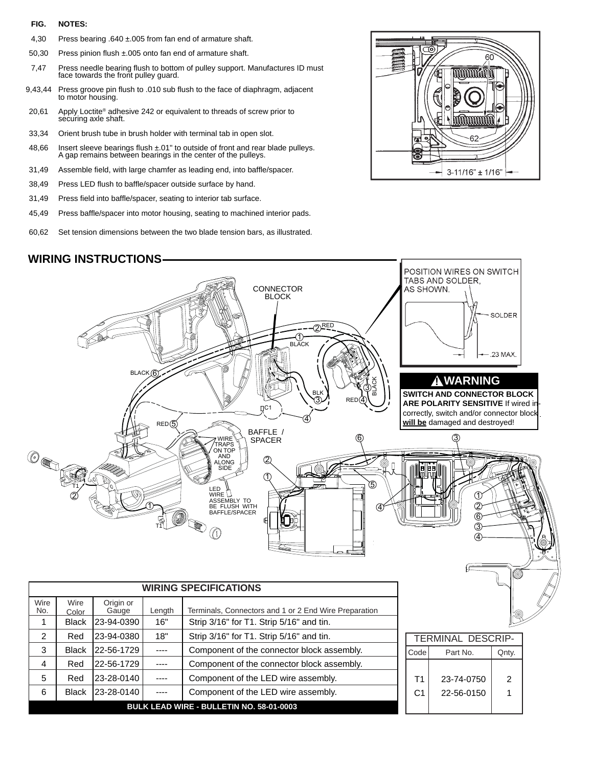| FIG. | NOTES: |
|---|---|
| 4,30 | Press bearing .640 ±.005 from fan end of armature shaft. |
| 50,30 | Press pinion flush ±.005 onto fan end of armature shaft. |
| 7,47 | Press needle bearing flush to bottom of pulley support. Manufactures ID must face towards the front pulley guard. |
| 9,43,44 | Press groove pin flush to .010 sub flush to the face of diaphragm, adjacent to motor housing. |
| 20,61 | Apply Loctite® adhesive 242 or equivalent to threads of screw prior to securing axle shaft. |
| 33,34 | Orient brush tube in brush holder with terminal tab in open slot. |
| 48,66 | Insert sleeve bearings flush ±.01" to outside of front and rear blade pulleys. A gap remains between bearings in the center of the pulleys. |
| 31,49 | Assemble field, with large chamfer as leading end, into baffle/spacer. |
| 38,49 | Press LED flush to baffle/spacer outside surface by hand. |
| 31,49 | Press field into baffle/spacer, seating to interior tab surface. |
| 45,49 | Press baffle/spacer into motor housing, seating to machined interior pads. |
| 60,62 | Set tension dimensions between the two blade tension bars, as illustrated. |

60

62

3-11/16" ± 1/16"

## WIRING INSTRUCTIONS

POSITION WIRES ON SWITCH TABS AND SOLDER, AS SHOWN.

SOLDER

.23 MAX.

CONNECTOR BLOCK

RED 2

1 BLACK

BLACK 6

BLK 3

3 BLACK

RED 4

C1

4

RED 5

BAFFLE / SPACER

WIRE TRAPS ON TOP AND ALONG SIDE

LED WIRE ASSEMBLY TO BE FLUSH WITH BAFFLE/SPACER

T1

2

1

T1

6 3 2 1 5 4 1 2 6 3 4

**⚠ WARNING**

**SWITCH AND CONNECTOR BLOCK ARE POLARITY SENSITIVE** If wired incorrectly, switch and/or connector block **will be** damaged and destroyed!

| WIRING SPECIFICATIONS | | | | |
|---|---|---|---|---|
| Wire No. | Wire Color | Origin or Gauge | Length | Terminals, Connectors and 1 or 2 End Wire Preparation |
| 1 | Black | 23-94-0390 | 16" | Strip 3/16" for T1. Strip 5/16" and tin. |
| 2 | Red | 23-94-0380 | 18" | Strip 3/16" for T1. Strip 5/16" and tin. |
| 3 | Black | 22-56-1729 | ---- | Component of the connector block assembly. |
| 4 | Red | 22-56-1729 | ---- | Component of the connector block assembly. |
| 5 | Red | 23-28-0140 | ---- | Component of the LED wire assembly. |
| 6 | Black | 23-28-0140 | ---- | Component of the LED wire assembly. |
| BULK LEAD WIRE - BULLETIN NO. 58-01-0003 | | | | |

| TERMINAL DESCRIP- | | |
|---|---|---|
| Code | Part No. | Qnty. |
| T1 | 23-74-0750 | 2 |
| C1 | 22-56-0150 | 1 |